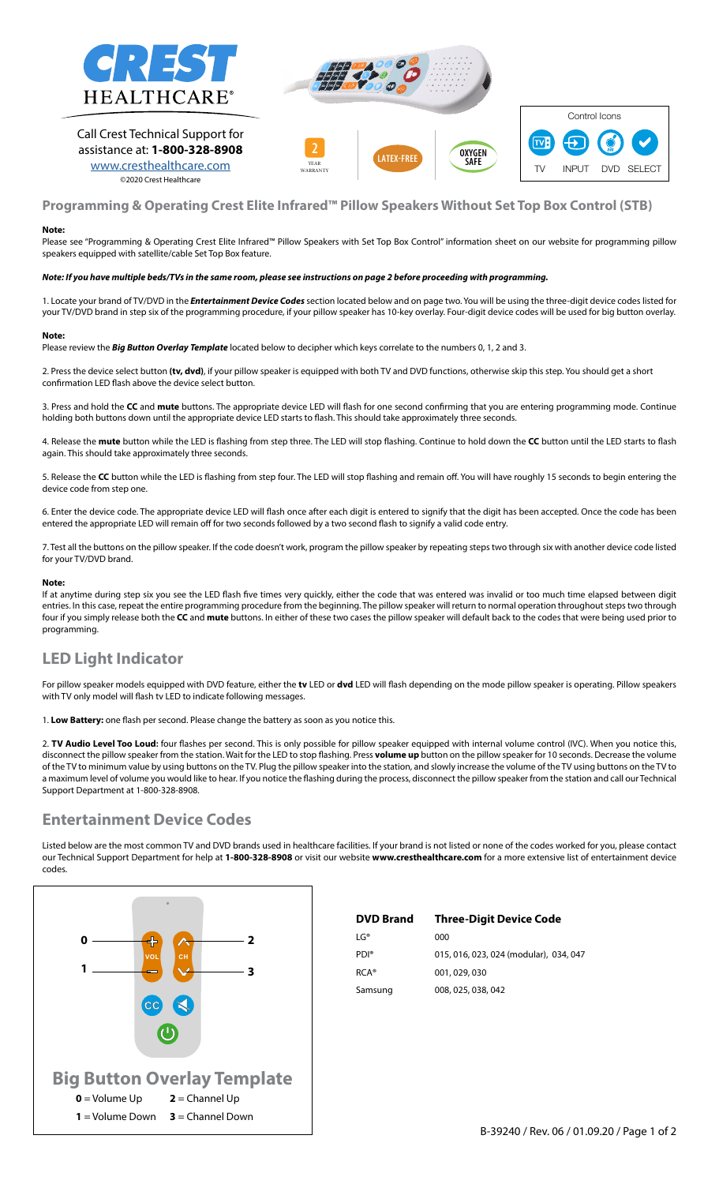CREST HEALTHCARE®

Call Crest Technical Support for assistance at: **1-800-328-8908**

www.cresthealthcare.com

©2020 Crest Healthcare

2 YEAR WARRANTY

LATEX-FREE

OXYGEN SAFE

Control Icons

TV INPUT DVD SELECT

## Programming & Operating Crest Elite Infrared™ Pillow Speakers Without Set Top Box Control (STB)

**Note:**

Please see "Programming & Operating Crest Elite Infrared™ Pillow Speakers with Set Top Box Control" information sheet on our website for programming pillow speakers equipped with satellite/cable Set Top Box feature.

***Note: If you have multiple beds/TVs in the same room, please see instructions on page 2 before proceeding with programming.***

1. Locate your brand of TV/DVD in the ***Entertainment Device Codes*** section located below and on page two. You will be using the three-digit device codes listed for your TV/DVD brand in step six of the programming procedure, if your pillow speaker has 10-key overlay. Four-digit device codes will be used for big button overlay.

**Note:**

Please review the ***Big Button Overlay Template*** located below to decipher which keys correlate to the numbers 0, 1, 2 and 3.

2. Press the device select button **(tv, dvd)**, if your pillow speaker is equipped with both TV and DVD functions, otherwise skip this step. You should get a short confirmation LED flash above the device select button.

3. Press and hold the **CC** and **mute** buttons. The appropriate device LED will flash for one second confirming that you are entering programming mode. Continue holding both buttons down until the appropriate device LED starts to flash. This should take approximately three seconds.

4. Release the **mute** button while the LED is flashing from step three. The LED will stop flashing. Continue to hold down the **CC** button until the LED starts to flash again. This should take approximately three seconds.

5. Release the **CC** button while the LED is flashing from step four. The LED will stop flashing and remain off. You will have roughly 15 seconds to begin entering the device code from step one.

6. Enter the device code. The appropriate device LED will flash once after each digit is entered to signify that the digit has been accepted. Once the code has been entered the appropriate LED will remain off for two seconds followed by a two second flash to signify a valid code entry.

7. Test all the buttons on the pillow speaker. If the code doesn't work, program the pillow speaker by repeating steps two through six with another device code listed for your TV/DVD brand.

**Note:**

If at anytime during step six you see the LED flash five times very quickly, either the code that was entered was invalid or too much time elapsed between digit entries. In this case, repeat the entire programming procedure from the beginning. The pillow speaker will return to normal operation throughout steps two through four if you simply release both the **CC** and **mute** buttons. In either of these two cases the pillow speaker will default back to the codes that were being used prior to programming.

## LED Light Indicator

For pillow speaker models equipped with DVD feature, either the **tv** LED or **dvd** LED will flash depending on the mode pillow speaker is operating. Pillow speakers with TV only model will flash tv LED to indicate following messages.

1. **Low Battery:** one flash per second. Please change the battery as soon as you notice this.

2. **TV Audio Level Too Loud:** four flashes per second. This is only possible for pillow speaker equipped with internal volume control (IVC). When you notice this, disconnect the pillow speaker from the station. Wait for the LED to stop flashing. Press **volume up** button on the pillow speaker for 10 seconds. Decrease the volume of the TV to minimum value by using buttons on the TV. Plug the pillow speaker into the station, and slowly increase the volume of the TV using buttons on the TV to a maximum level of volume you would like to hear. If you notice the flashing during the process, disconnect the pillow speaker from the station and call our Technical Support Department at 1-800-328-8908.

## Entertainment Device Codes

Listed below are the most common TV and DVD brands used in healthcare facilities. If your brand is not listed or none of the codes worked for you, please contact our Technical Support Department for help at **1-800-328-8908** or visit our website **www.cresthealthcare.com** for a more extensive list of entertainment device codes.

0 — VOL + · 1 — VOL − · 2 — CH up · 3 — CH down · CC · Mute · Power

## Big Button Overlay Template

**0** = Volume Up **2** = Channel Up

**1** = Volume Down **3** = Channel Down

| DVD Brand | Three-Digit Device Code |
|---|---|
| LG® | 000 |
| PDI® | 015, 016, 023, 024 (modular), 034, 047 |
| RCA® | 001, 029, 030 |
| Samsung | 008, 025, 038, 042 |

B-39240 / Rev. 06 / 01.09.20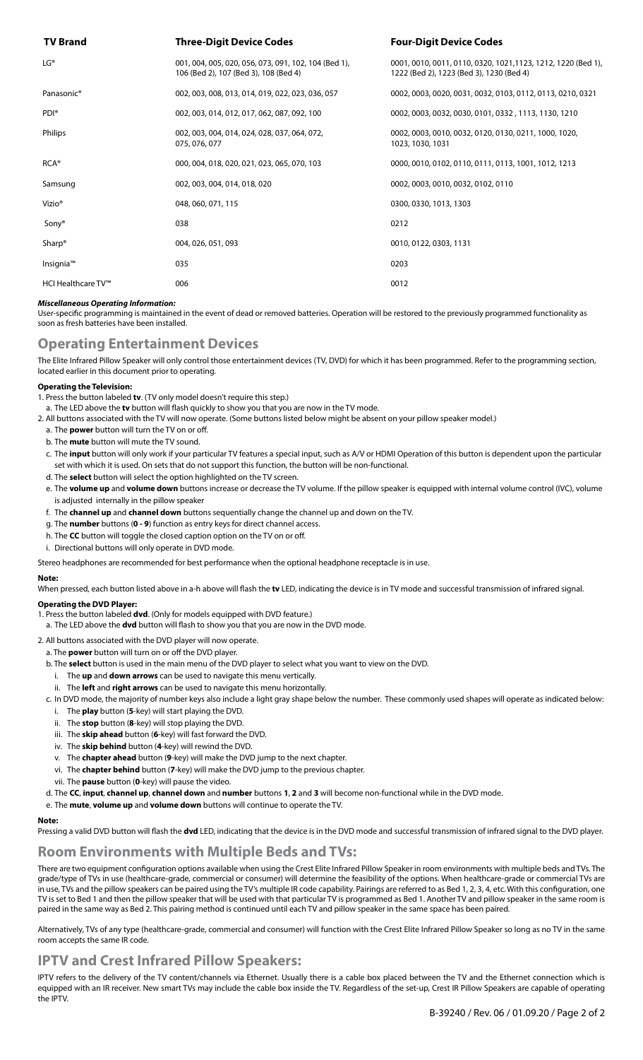| TV Brand | Three-Digit Device Codes | Four-Digit Device Codes |
|---|---|---|
| LG® | 001, 004, 005, 020, 056, 073, 091, 102, 104 (Bed 1), 106 (Bed 2), 107 (Bed 3), 108 (Bed 4) | 0001, 0010, 0011, 0110, 0320, 1021,1123, 1212, 1220 (Bed 1), 1222 (Bed 2), 1223 (Bed 3), 1230 (Bed 4) |
| Panasonic® | 002, 003, 008, 013, 014, 019, 022, 023, 036, 057 | 0002, 0003, 0020, 0031, 0032, 0103, 0112, 0113, 0210, 0321 |
| PDI® | 002, 003, 014, 012, 017, 062, 087, 092, 100 | 0002, 0003, 0032, 0030, 0101, 0332 , 1113, 1130, 1210 |
| Philips | 002, 003, 004, 014, 024, 028, 037, 064, 072, 075, 076, 077 | 0002, 0003, 0010, 0032, 0120, 0130, 0211, 1000, 1020, 1023, 1030, 1031 |
| RCA® | 000, 004, 018, 020, 021, 023, 065, 070, 103 | 0000, 0010, 0102, 0110, 0111, 0113, 1001, 1012, 1213 |
| Samsung | 002, 003, 004, 014, 018, 020 | 0002, 0003, 0010, 0032, 0102, 0110 |
| Vizio® | 048, 060, 071, 115 | 0300, 0330, 1013, 1303 |
| Sony® | 038 | 0212 |
| Sharp® | 004, 026, 051, 093 | 0010, 0122, 0303, 1131 |
| Insignia™ | 035 | 0203 |
| HCI Healthcare TV™ | 006 | 0012 |

***Miscellaneous Operating Information:***

User-specific programming is maintained in the event of dead or removed batteries. Operation will be restored to the previously programmed functionality as soon as fresh batteries have been installed.

## Operating Entertainment Devices

The Elite Infrared Pillow Speaker will only control those entertainment devices (TV, DVD) for which it has been programmed. Refer to the programming section, located earlier in this document prior to operating.

**Operating the Television:**

1. Press the button labeled **tv**. (TV only model doesn't require this step.)
   a. The LED above the **tv** button will flash quickly to show you that you are now in the TV mode.
2. All buttons associated with the TV will now operate. (Some buttons listed below might be absent on your pillow speaker model.)
   a. The **power** button will turn the TV on or off.
   b. The **mute** button will mute the TV sound.
   c. The **input** button will only work if your particular TV features a special input, such as A/V or HDMI Operation of this button is dependent upon the particular set with which it is used. On sets that do not support this function, the button will be non-functional.
   d. The **select** button will select the option highlighted on the TV screen.
   e. The **volume up** and **volume down** buttons increase or decrease the TV volume. If the pillow speaker is equipped with internal volume control (IVC), volume is adjusted internally in the pillow speaker
   f. The **channel up** and **channel down** buttons sequentially change the channel up and down on the TV.
   g. The **number** buttons (**0 - 9**) function as entry keys for direct channel access.
   h. The **CC** button will toggle the closed caption option on the TV on or off.
   i. Directional buttons will only operate in DVD mode.

Stereo headphones are recommended for best performance when the optional headphone receptacle is in use.

**Note:**

When pressed, each button listed above in a-h above will flash the **tv** LED, indicating the device is in TV mode and successful transmission of infrared signal.

**Operating the DVD Player:**

1. Press the button labeled **dvd**. (Only for models equipped with DVD feature.)
   a. The LED above the **dvd** button will flash to show you that you are now in the DVD mode.
2. All buttons associated with the DVD player will now operate.
   a. The **power** button will turn on or off the DVD player.
   b. The **select** button is used in the main menu of the DVD player to select what you want to view on the DVD.
      i. The **up** and **down arrows** can be used to navigate this menu vertically.
      ii. The **left** and **right arrows** can be used to navigate this menu horizontally.
   c. In DVD mode, the majority of number keys also include a light gray shape below the number. These commonly used shapes will operate as indicated below:
      i. The **play** button (**5**-key) will start playing the DVD.
      ii. The **stop** button (**8**-key) will stop playing the DVD.
      iii. The **skip ahead** button (**6**-key) will fast forward the DVD.
      iv. The **skip behind** button (**4**-key) will rewind the DVD.
      v. The **chapter ahead** button (**9**-key) will make the DVD jump to the next chapter.
      vi. The **chapter behind** button (**7**-key) will make the DVD jump to the previous chapter.
      vii. The **pause** button (**0**-key) will pause the video.
   d. The **CC**, **input**, **channel up**, **channel down** and **number** buttons **1**, **2** and **3** will become non-functional while in the DVD mode.
   e. The **mute**, **volume up** and **volume down** buttons will continue to operate the TV.

**Note:**

Pressing a valid DVD button will flash the **dvd** LED, indicating that the device is in the DVD mode and successful transmission of infrared signal to the DVD player.

## Room Environments with Multiple Beds and TVs:

There are two equipment configuration options available when using the Crest Elite Infrared Pillow Speaker in room environments with multiple beds and TVs. The grade/type of TVs in use (healthcare-grade, commercial or consumer) will determine the feasibility of the options. When healthcare-grade or commercial TVs are in use, TVs and the pillow speakers can be paired using the TV's multiple IR code capability. Pairings are referred to as Bed 1, 2, 3, 4, etc. With this configuration, one TV is set to Bed 1 and then the pillow speaker that will be used with that particular TV is programmed as Bed 1. Another TV and pillow speaker in the same room is paired in the same way as Bed 2. This pairing method is continued until each TV and pillow speaker in the same space has been paired.

Alternatively, TVs of any type (healthcare-grade, commercial and consumer) will function with the Crest Elite Infrared Pillow Speaker so long as no TV in the same room accepts the same IR code.

## IPTV and Crest Infrared Pillow Speakers:

IPTV refers to the delivery of the TV content/channels via Ethernet. Usually there is a cable box placed between the TV and the Ethernet connection which is equipped with an IR receiver. New smart TVs may include the cable box inside the TV. Regardless of the set-up, Crest IR Pillow Speakers are capable of operating the IPTV.

B-39240 / Rev. 06 / 01.09.20